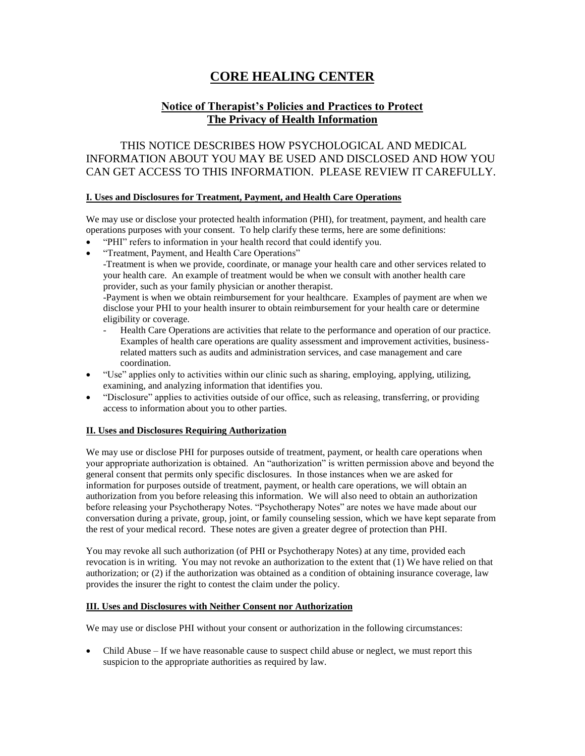# CORE HEALING CENTER

## Notice of Therapist's Policies and Practices to Protect The Privacy of Health Information

THIS NOTICE DESCRIBES HOW PSYCHOLOGICAL AND MEDICAL INFORMATION ABOUT YOU MAY BE USED AND DISCLOSED AND HOW YOU CAN GET ACCESS TO THIS INFORMATION. PLEASE REVIEW IT CAREFULLY.

### I. Uses and Disclosures for Treatment, Payment, and Health Care Operations

We may use or disclose your protected health information (PHI), for treatment, payment, and health care operations purposes with your consent. To help clarify these terms, here are some definitions:

- "PHI" refers to information in your health record that could identify you.
- "Treatment, Payment, and Health Care Operations"
  -Treatment is when we provide, coordinate, or manage your health care and other services related to your health care. An example of treatment would be when we consult with another health care provider, such as your family physician or another therapist.
  -Payment is when we obtain reimbursement for your healthcare. Examples of payment are when we disclose your PHI to your health insurer to obtain reimbursement for your health care or determine eligibility or coverage.
  - Health Care Operations are activities that relate to the performance and operation of our practice. Examples of health care operations are quality assessment and improvement activities, business-related matters such as audits and administration services, and case management and care coordination.
- "Use" applies only to activities within our clinic such as sharing, employing, applying, utilizing, examining, and analyzing information that identifies you.
- "Disclosure" applies to activities outside of our office, such as releasing, transferring, or providing access to information about you to other parties.

### II. Uses and Disclosures Requiring Authorization

We may use or disclose PHI for purposes outside of treatment, payment, or health care operations when your appropriate authorization is obtained. An "authorization" is written permission above and beyond the general consent that permits only specific disclosures. In those instances when we are asked for information for purposes outside of treatment, payment, or health care operations, we will obtain an authorization from you before releasing this information. We will also need to obtain an authorization before releasing your Psychotherapy Notes. "Psychotherapy Notes" are notes we have made about our conversation during a private, group, joint, or family counseling session, which we have kept separate from the rest of your medical record. These notes are given a greater degree of protection than PHI.

You may revoke all such authorization (of PHI or Psychotherapy Notes) at any time, provided each revocation is in writing. You may not revoke an authorization to the extent that (1) We have relied on that authorization; or (2) if the authorization was obtained as a condition of obtaining insurance coverage, law provides the insurer the right to contest the claim under the policy.

### III. Uses and Disclosures with Neither Consent nor Authorization

We may use or disclose PHI without your consent or authorization in the following circumstances:

- Child Abuse – If we have reasonable cause to suspect child abuse or neglect, we must report this suspicion to the appropriate authorities as required by law.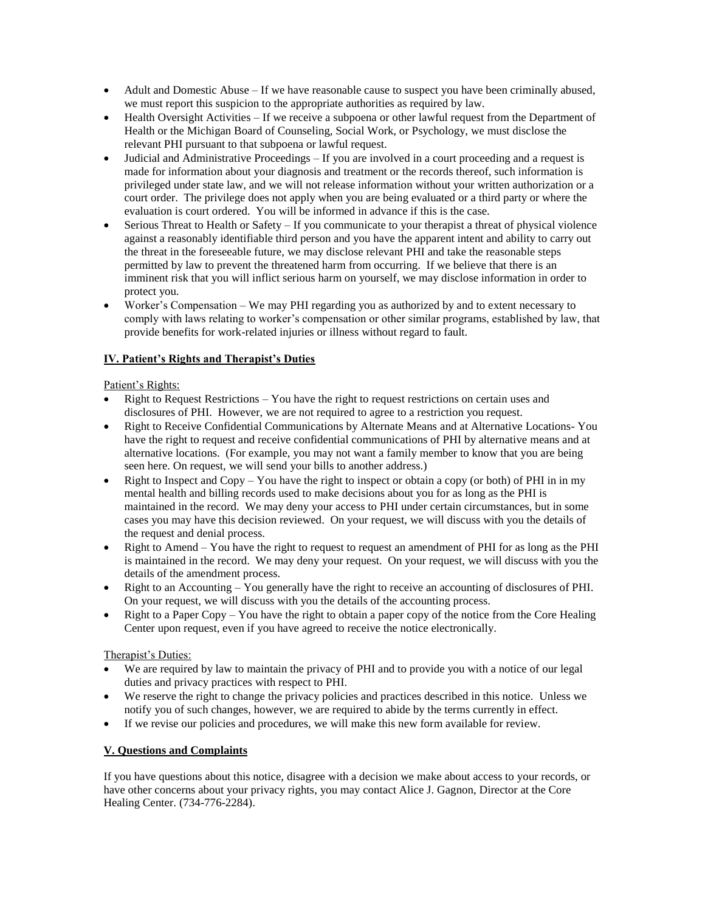- Adult and Domestic Abuse – If we have reasonable cause to suspect you have been criminally abused, we must report this suspicion to the appropriate authorities as required by law.
- Health Oversight Activities – If we receive a subpoena or other lawful request from the Department of Health or the Michigan Board of Counseling, Social Work, or Psychology, we must disclose the relevant PHI pursuant to that subpoena or lawful request.
- Judicial and Administrative Proceedings – If you are involved in a court proceeding and a request is made for information about your diagnosis and treatment or the records thereof, such information is privileged under state law, and we will not release information without your written authorization or a court order. The privilege does not apply when you are being evaluated or a third party or where the evaluation is court ordered. You will be informed in advance if this is the case.
- Serious Threat to Health or Safety – If you communicate to your therapist a threat of physical violence against a reasonably identifiable third person and you have the apparent intent and ability to carry out the threat in the foreseeable future, we may disclose relevant PHI and take the reasonable steps permitted by law to prevent the threatened harm from occurring. If we believe that there is an imminent risk that you will inflict serious harm on yourself, we may disclose information in order to protect you.
- Worker's Compensation – We may PHI regarding you as authorized by and to extent necessary to comply with laws relating to worker's compensation or other similar programs, established by law, that provide benefits for work-related injuries or illness without regard to fault.

## IV. Patient's Rights and Therapist's Duties

Patient's Rights:

- Right to Request Restrictions – You have the right to request restrictions on certain uses and disclosures of PHI. However, we are not required to agree to a restriction you request.
- Right to Receive Confidential Communications by Alternate Means and at Alternative Locations- You have the right to request and receive confidential communications of PHI by alternative means and at alternative locations. (For example, you may not want a family member to know that you are being seen here. On request, we will send your bills to another address.)
- Right to Inspect and Copy – You have the right to inspect or obtain a copy (or both) of PHI in in my mental health and billing records used to make decisions about you for as long as the PHI is maintained in the record. We may deny your access to PHI under certain circumstances, but in some cases you may have this decision reviewed. On your request, we will discuss with you the details of the request and denial process.
- Right to Amend – You have the right to request to request an amendment of PHI for as long as the PHI is maintained in the record. We may deny your request. On your request, we will discuss with you the details of the amendment process.
- Right to an Accounting – You generally have the right to receive an accounting of disclosures of PHI. On your request, we will discuss with you the details of the accounting process.
- Right to a Paper Copy – You have the right to obtain a paper copy of the notice from the Core Healing Center upon request, even if you have agreed to receive the notice electronically.

Therapist's Duties:

- We are required by law to maintain the privacy of PHI and to provide you with a notice of our legal duties and privacy practices with respect to PHI.
- We reserve the right to change the privacy policies and practices described in this notice. Unless we notify you of such changes, however, we are required to abide by the terms currently in effect.
- If we revise our policies and procedures, we will make this new form available for review.

## V. Questions and Complaints

If you have questions about this notice, disagree with a decision we make about access to your records, or have other concerns about your privacy rights, you may contact Alice J. Gagnon, Director at the Core Healing Center. (734-776-2284).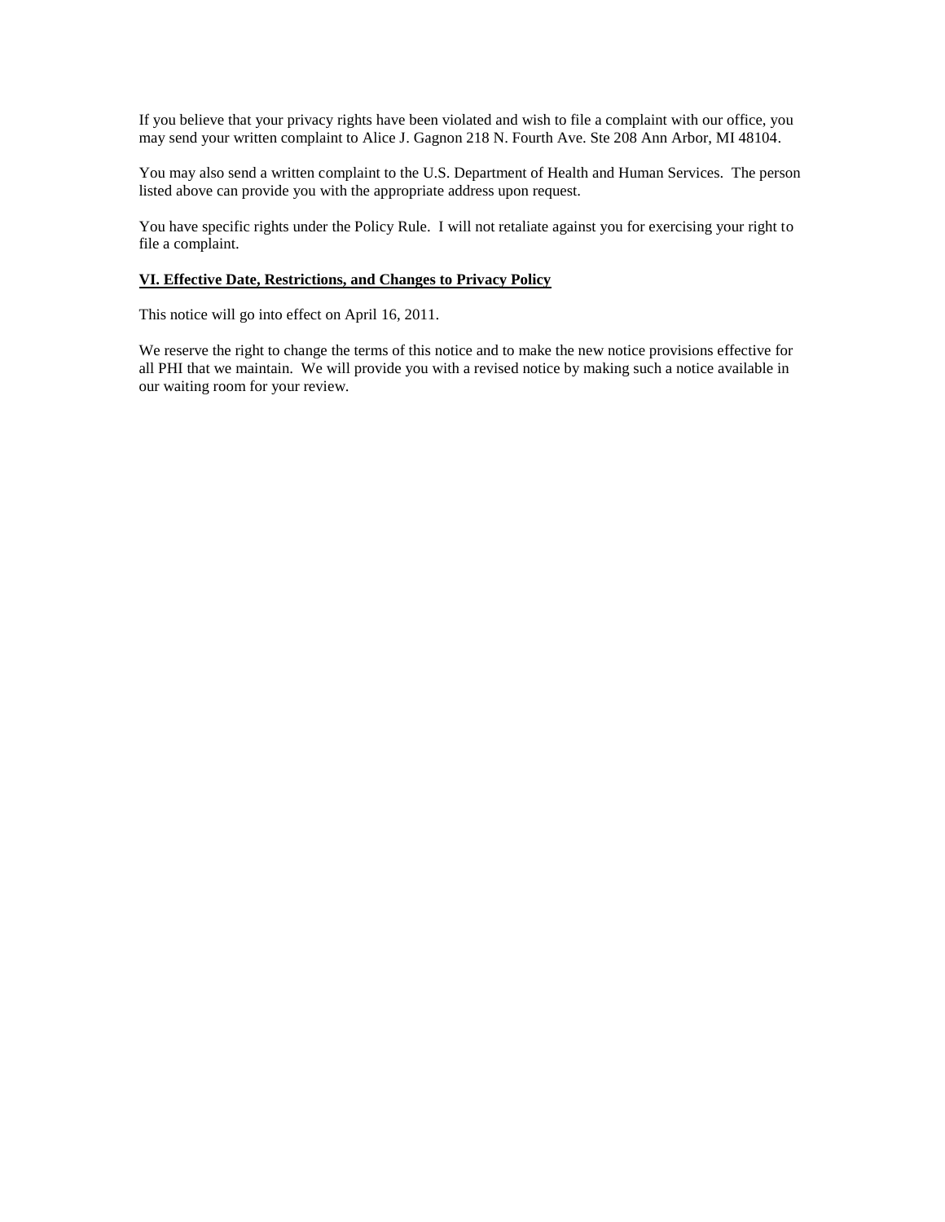If you believe that your privacy rights have been violated and wish to file a complaint with our office, you may send your written complaint to Alice J. Gagnon 218 N. Fourth Ave. Ste 208 Ann Arbor, MI 48104.

You may also send a written complaint to the U.S. Department of Health and Human Services. The person listed above can provide you with the appropriate address upon request.

You have specific rights under the Policy Rule. I will not retaliate against you for exercising your right to file a complaint.

## VI. Effective Date, Restrictions, and Changes to Privacy Policy

This notice will go into effect on April 16, 2011.

We reserve the right to change the terms of this notice and to make the new notice provisions effective for all PHI that we maintain. We will provide you with a revised notice by making such a notice available in our waiting room for your review.